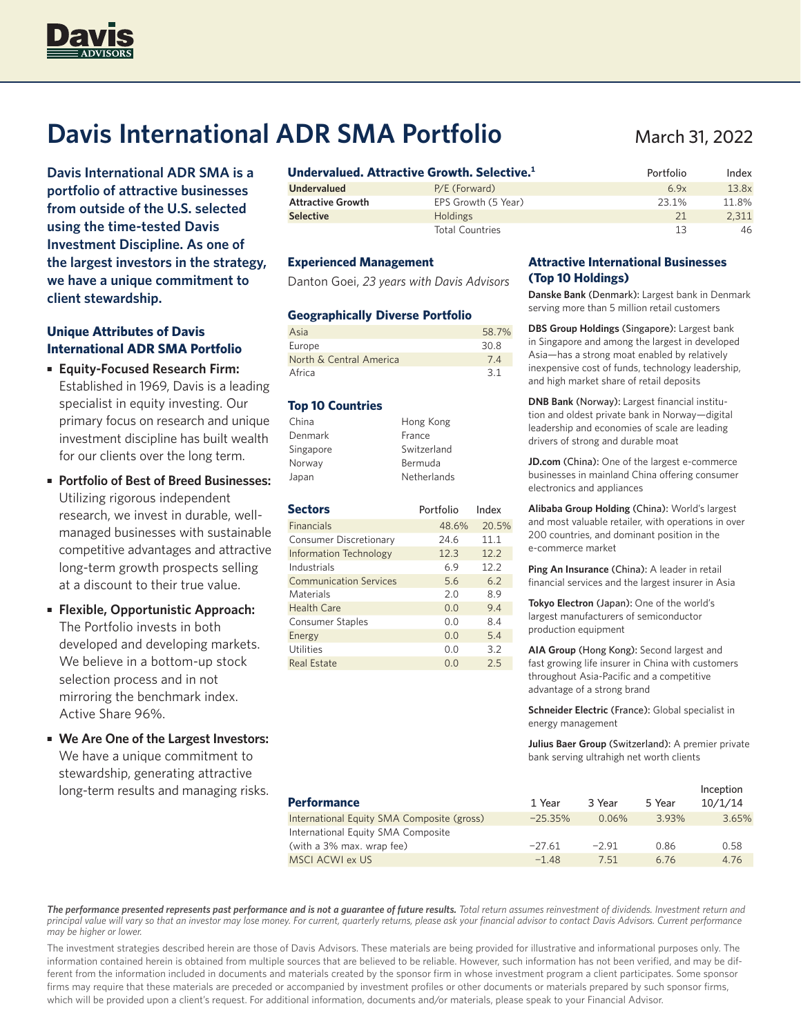# Davis International ADR SMA Portfolio

March 31, 2022

**Davis International ADR SMA is a portfolio of attractive businesses from outside of the U.S. selected using the time-tested Davis Investment Discipline. As one of the largest investors in the strategy, we have a unique commitment to client stewardship.**

## Unique Attributes of Davis International ADR SMA Portfolio

- **Equity-Focused Research Firm:** Established in 1969, Davis is a leading specialist in equity investing. Our primary focus on research and unique investment discipline has built wealth for our clients over the long term.
- **Portfolio of Best of Breed Businesses:** Utilizing rigorous independent research, we invest in durable, well-managed businesses with sustainable competitive advantages and attractive long-term growth prospects selling at a discount to their true value.
- **Flexible, Opportunistic Approach:** The Portfolio invests in both developed and developing markets. We believe in a bottom-up stock selection process and in not mirroring the benchmark index. Active Share 96%.
- **We Are One of the Largest Investors:** We have a unique commitment to stewardship, generating attractive long-term results and managing risks.

## Undervalued. Attractive Growth. Selective.[1]

| | | Portfolio | Index |
|---|---|---|---|
| **Undervalued** | P/E (Forward) | 6.9x | 13.8x |
| **Attractive Growth** | EPS Growth (5 Year) | 23.1% | 11.8% |
| **Selective** | Holdings | 21 | 2,311 |
| | Total Countries | 13 | 46 |

## Experienced Management

Danton Goei, *23 years with Davis Advisors*

## Geographically Diverse Portfolio

| Region | % |
|---|---|
| Asia | 58.7% |
| Europe | 30.8 |
| North & Central America | 7.4 |
| Africa | 3.1 |

## Top 10 Countries

| | |
|---|---|
| China | Hong Kong |
| Denmark | France |
| Singapore | Switzerland |
| Norway | Bermuda |
| Japan | Netherlands |

## Sectors

| Sectors | Portfolio | Index |
|---|---|---|
| Financials | 48.6% | 20.5% |
| Consumer Discretionary | 24.6 | 11.1 |
| Information Technology | 12.3 | 12.2 |
| Industrials | 6.9 | 12.2 |
| Communication Services | 5.6 | 6.2 |
| Materials | 2.0 | 8.9 |
| Health Care | 0.0 | 9.4 |
| Consumer Staples | 0.0 | 8.4 |
| Energy | 0.0 | 5.4 |
| Utilities | 0.0 | 3.2 |
| Real Estate | 0.0 | 2.5 |

## Attractive International Businesses (Top 10 Holdings)

**Danske Bank** (Denmark): Largest bank in Denmark serving more than 5 million retail customers

**DBS Group Holdings** (Singapore): Largest bank in Singapore and among the largest in developed Asia—has a strong moat enabled by relatively inexpensive cost of funds, technology leadership, and high market share of retail deposits

**DNB Bank** (Norway): Largest financial institution and oldest private bank in Norway—digital leadership and economies of scale are leading drivers of strong and durable moat

**JD.com** (China): One of the largest e-commerce businesses in mainland China offering consumer electronics and appliances

**Alibaba Group Holding** (China): World's largest and most valuable retailer, with operations in over 200 countries, and dominant position in the e-commerce market

**Ping An Insurance** (China): A leader in retail financial services and the largest insurer in Asia

**Tokyo Electron** (Japan): One of the world's largest manufacturers of semiconductor production equipment

**AIA Group** (Hong Kong): Second largest and fast growing life insurer in China with customers throughout Asia-Pacific and a competitive advantage of a strong brand

**Schneider Electric** (France): Global specialist in energy management

**Julius Baer Group** (Switzerland): A premier private bank serving ultrahigh net worth clients

## Performance

| Performance | 1 Year | 3 Year | 5 Year | Inception 10/1/14 |
|---|---|---|---|---|
| International Equity SMA Composite (gross) | −25.35% | 0.06% | 3.93% | 3.65% |
| International Equity SMA Composite (with a 3% max. wrap fee) | −27.61 | −2.91 | 0.86 | 0.58 |
| MSCI ACWI ex US | −1.48 | 7.51 | 6.76 | 4.76 |

***The performance presented represents past performance and is not a guarantee of future results.*** *Total return assumes reinvestment of dividends. Investment return and principal value will vary so that an investor may lose money. For current, quarterly returns, please ask your financial advisor to contact Davis Advisors. Current performance may be higher or lower.*

The investment strategies described herein are those of Davis Advisors. These materials are being provided for illustrative and informational purposes only. The information contained herein is obtained from multiple sources that are believed to be reliable. However, such information has not been verified, and may be different from the information included in documents and materials created by the sponsor firm in whose investment program a client participates. Some sponsor firms may require that these materials are preceded or accompanied by investment profiles or other documents or materials prepared by such sponsor firms, which will be provided upon a client's request. For additional information, documents and/or materials, please speak to your Financial Advisor.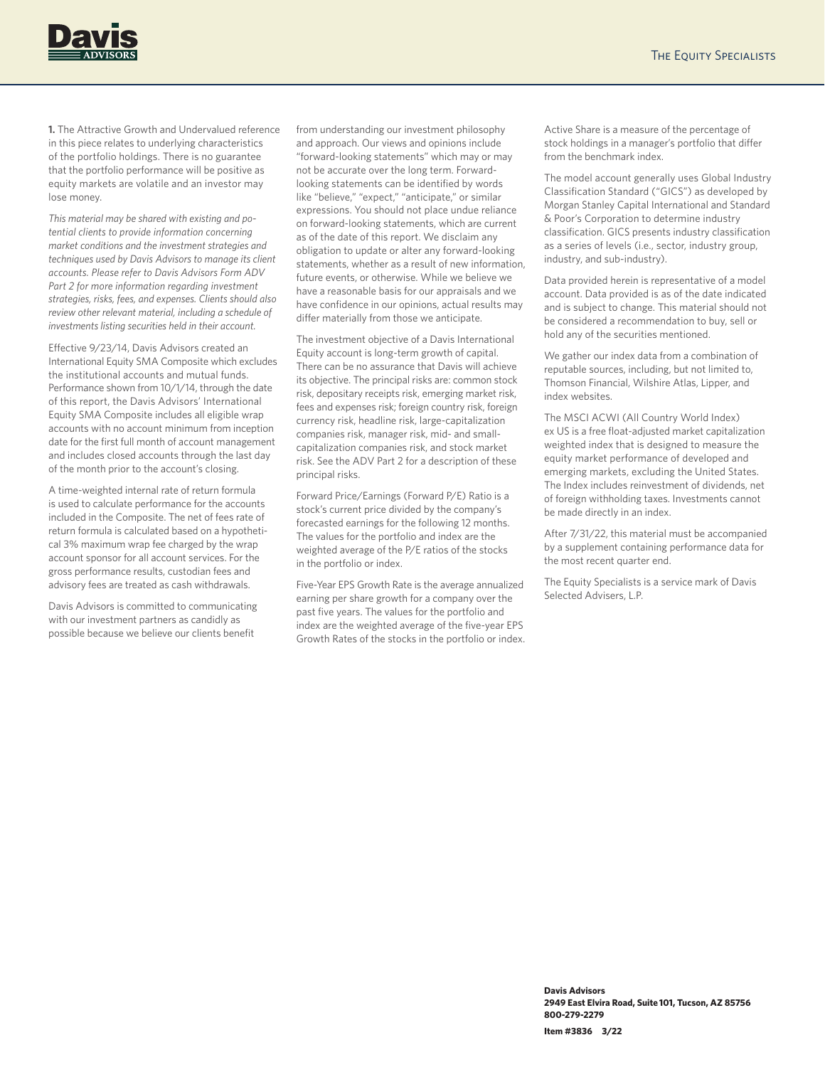**1.** The Attractive Growth and Undervalued reference in this piece relates to underlying characteristics of the portfolio holdings. There is no guarantee that the portfolio performance will be positive as equity markets are volatile and an investor may lose money.

*This material may be shared with existing and potential clients to provide information concerning market conditions and the investment strategies and techniques used by Davis Advisors to manage its client accounts. Please refer to Davis Advisors Form ADV Part 2 for more information regarding investment strategies, risks, fees, and expenses. Clients should also review other relevant material, including a schedule of investments listing securities held in their account.*

Effective 9/23/14, Davis Advisors created an International Equity SMA Composite which excludes the institutional accounts and mutual funds. Performance shown from 10/1/14, through the date of this report, the Davis Advisors' International Equity SMA Composite includes all eligible wrap accounts with no account minimum from inception date for the first full month of account management and includes closed accounts through the last day of the month prior to the account's closing.

A time-weighted internal rate of return formula is used to calculate performance for the accounts included in the Composite. The net of fees rate of return formula is calculated based on a hypothetical 3% maximum wrap fee charged by the wrap account sponsor for all account services. For the gross performance results, custodian fees and advisory fees are treated as cash withdrawals.

Davis Advisors is committed to communicating with our investment partners as candidly as possible because we believe our clients benefit from understanding our investment philosophy and approach. Our views and opinions include "forward-looking statements" which may or may not be accurate over the long term. Forward-looking statements can be identified by words like "believe," "expect," "anticipate," or similar expressions. You should not place undue reliance on forward-looking statements, which are current as of the date of this report. We disclaim any obligation to update or alter any forward-looking statements, whether as a result of new information, future events, or otherwise. While we believe we have a reasonable basis for our appraisals and we have confidence in our opinions, actual results may differ materially from those we anticipate.

The investment objective of a Davis International Equity account is long-term growth of capital. There can be no assurance that Davis will achieve its objective. The principal risks are: common stock risk, depositary receipts risk, emerging market risk, fees and expenses risk; foreign country risk, foreign currency risk, headline risk, large-capitalization companies risk, manager risk, mid- and small-capitalization companies risk, and stock market risk. See the ADV Part 2 for a description of these principal risks.

Forward Price/Earnings (Forward P/E) Ratio is a stock's current price divided by the company's forecasted earnings for the following 12 months. The values for the portfolio and index are the weighted average of the P/E ratios of the stocks in the portfolio or index.

Five-Year EPS Growth Rate is the average annualized earning per share growth for a company over the past five years. The values for the portfolio and index are the weighted average of the five-year EPS Growth Rates of the stocks in the portfolio or index.

Active Share is a measure of the percentage of stock holdings in a manager's portfolio that differ from the benchmark index.

The model account generally uses Global Industry Classification Standard ("GICS") as developed by Morgan Stanley Capital International and Standard & Poor's Corporation to determine industry classification. GICS presents industry classification as a series of levels (i.e., sector, industry group, industry, and sub-industry).

Data provided herein is representative of a model account. Data provided is as of the date indicated and is subject to change. This material should not be considered a recommendation to buy, sell or hold any of the securities mentioned.

We gather our index data from a combination of reputable sources, including, but not limited to, Thomson Financial, Wilshire Atlas, Lipper, and index websites.

The MSCI ACWI (All Country World Index) ex US is a free float-adjusted market capitalization weighted index that is designed to measure the equity market performance of developed and emerging markets, excluding the United States. The Index includes reinvestment of dividends, net of foreign withholding taxes. Investments cannot be made directly in an index.

After 7/31/22, this material must be accompanied by a supplement containing performance data for the most recent quarter end.

The Equity Specialists is a service mark of Davis Selected Advisers, L.P.

**Davis Advisors**
**2949 East Elvira Road, Suite 101, Tucson, AZ 85756**
**800-279-2279**

**Item #3836 3/22**